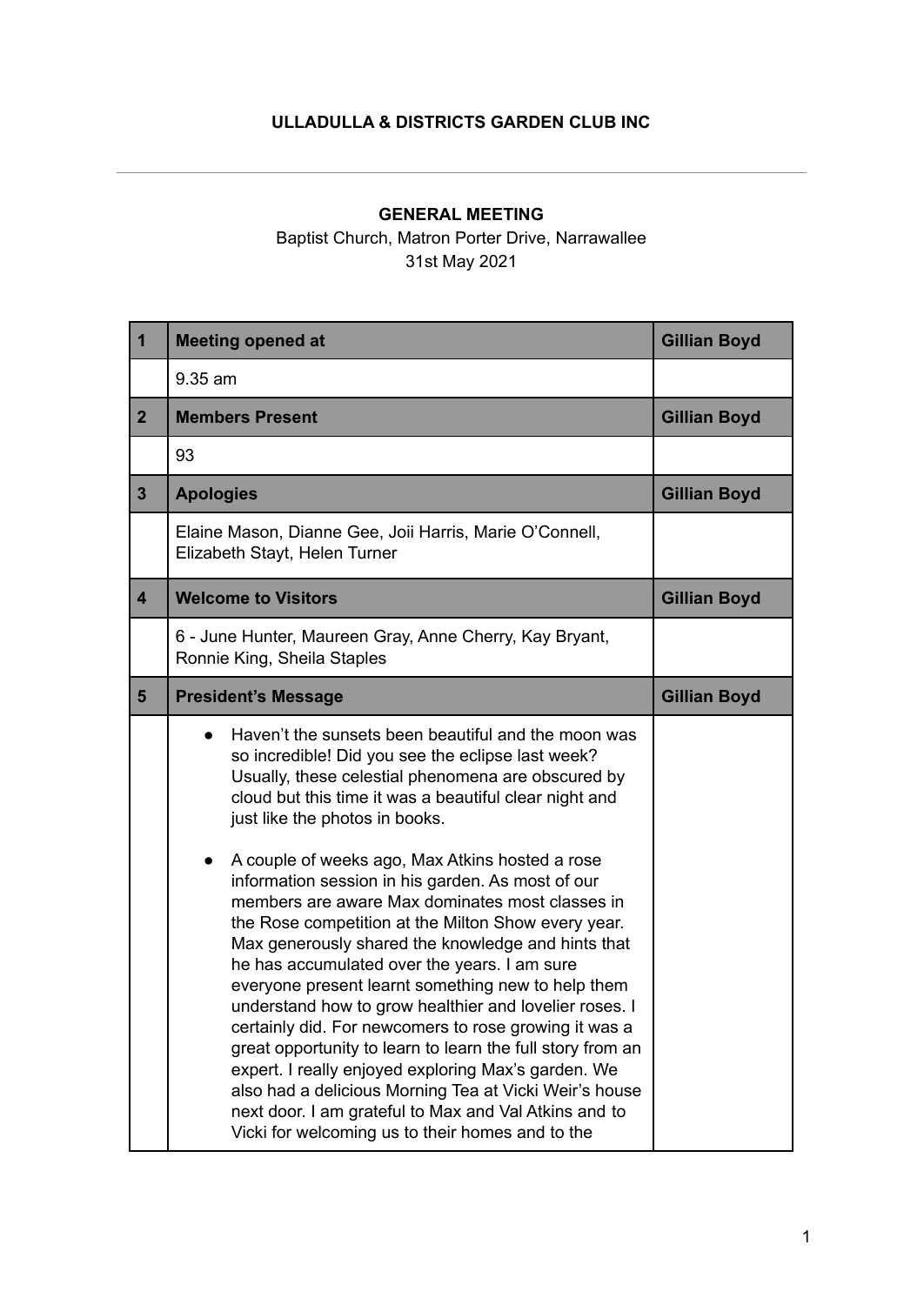**ULLADULLA & DISTRICTS GARDEN CLUB INC**

---

**GENERAL MEETING**

Baptist Church, Matron Porter Drive, Narrawallee

31st May 2021

| | | |
|---|---|---|
| **1** | **Meeting opened at** | **Gillian Boyd** |
| | 9.35 am | |
| **2** | **Members Present** | **Gillian Boyd** |
| | 93 | |
| **3** | **Apologies** | **Gillian Boyd** |
| | Elaine Mason, Dianne Gee, Joii Harris, Marie O'Connell, Elizabeth Stayt, Helen Turner | |
| **4** | **Welcome to Visitors** | **Gillian Boyd** |
| | 6 - June Hunter, Maureen Gray, Anne Cherry, Kay Bryant, Ronnie King, Sheila Staples | |
| **5** | **President's Message** | **Gillian Boyd** |
| | • Haven't the sunsets been beautiful and the moon was so incredible! Did you see the eclipse last week? Usually, these celestial phenomena are obscured by cloud but this time it was a beautiful clear night and just like the photos in books.<br><br>• A couple of weeks ago, Max Atkins hosted a rose information session in his garden. As most of our members are aware Max dominates most classes in the Rose competition at the Milton Show every year. Max generously shared the knowledge and hints that he has accumulated over the years. I am sure everyone present learnt something new to help them understand how to grow healthier and lovelier roses. I certainly did. For newcomers to rose growing it was a great opportunity to learn to learn the full story from an expert. I really enjoyed exploring Max's garden. We also had a delicious Morning Tea at Vicki Weir's house next door. I am grateful to Max and Val Atkins and to Vicki for welcoming us to their homes and to the | |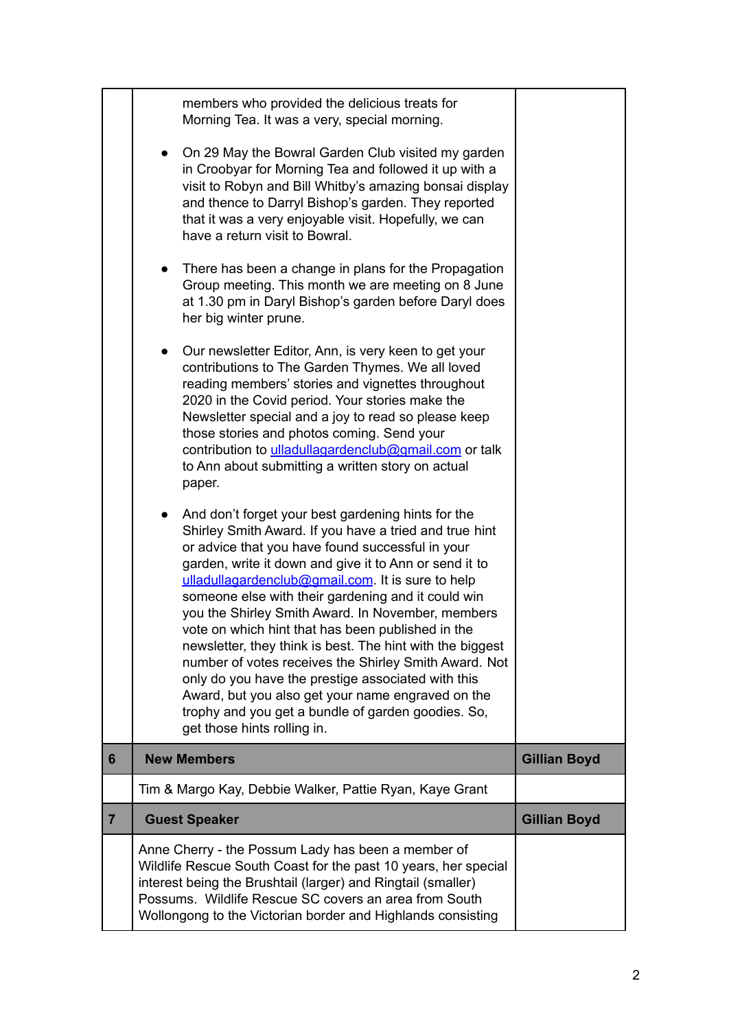| | | |
|---|---|---|
| | members who provided the delicious treats for Morning Tea. It was a very, special morning. <br><br> • On 29 May the Bowral Garden Club visited my garden in Croobyar for Morning Tea and followed it up with a visit to Robyn and Bill Whitby's amazing bonsai display and thence to Darryl Bishop's garden. They reported that it was a very enjoyable visit. Hopefully, we can have a return visit to Bowral. <br><br> • There has been a change in plans for the Propagation Group meeting. This month we are meeting on 8 June at 1.30 pm in Daryl Bishop's garden before Daryl does her big winter prune. <br><br> • Our newsletter Editor, Ann, is very keen to get your contributions to The Garden Thymes. We all loved reading members' stories and vignettes throughout 2020 in the Covid period. Your stories make the Newsletter special and a joy to read so please keep those stories and photos coming. Send your contribution to ulladullagardenclub@gmail.com or talk to Ann about submitting a written story on actual paper. <br><br> • And don't forget your best gardening hints for the Shirley Smith Award. If you have a tried and true hint or advice that you have found successful in your garden, write it down and give it to Ann or send it to ulladullagardenclub@gmail.com. It is sure to help someone else with their gardening and it could win you the Shirley Smith Award. In November, members vote on which hint that has been published in the newsletter, they think is best. The hint with the biggest number of votes receives the Shirley Smith Award. Not only do you have the prestige associated with this Award, but you also get your name engraved on the trophy and you get a bundle of garden goodies. So, get those hints rolling in. | |
| **6** | **New Members** | **Gillian Boyd** |
| | Tim & Margo Kay, Debbie Walker, Pattie Ryan, Kaye Grant | |
| **7** | **Guest Speaker** | **Gillian Boyd** |
| | Anne Cherry - the Possum Lady has been a member of Wildlife Rescue South Coast for the past 10 years, her special interest being the Brushtail (larger) and Ringtail (smaller) Possums. Wildlife Rescue SC covers an area from South Wollongong to the Victorian border and Highlands consisting | |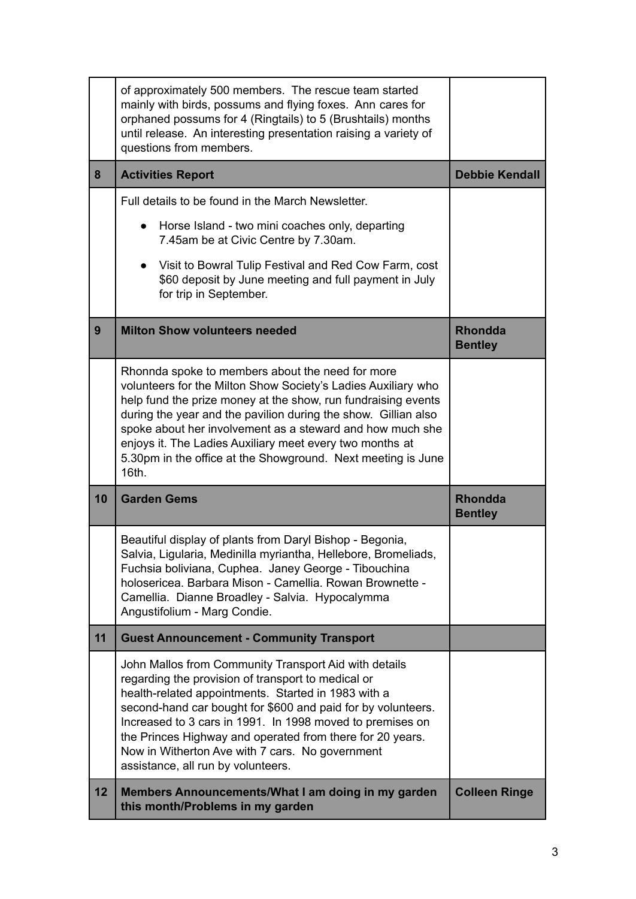| | | |
|---|---|---|
| | of approximately 500 members. The rescue team started mainly with birds, possums and flying foxes. Ann cares for orphaned possums for 4 (Ringtails) to 5 (Brushtails) months until release. An interesting presentation raising a variety of questions from members. | |
| **8** | **Activities Report** | **Debbie Kendall** |
| | Full details to be found in the March Newsletter.<br>• Horse Island - two mini coaches only, departing 7.45am be at Civic Centre by 7.30am.<br>• Visit to Bowral Tulip Festival and Red Cow Farm, cost $60 deposit by June meeting and full payment in July for trip in September. | |
| **9** | **Milton Show volunteers needed** | **Rhondda Bentley** |
| | Rhonnda spoke to members about the need for more volunteers for the Milton Show Society's Ladies Auxiliary who help fund the prize money at the show, run fundraising events during the year and the pavilion during the show. Gillian also spoke about her involvement as a steward and how much she enjoys it. The Ladies Auxiliary meet every two months at 5.30pm in the office at the Showground. Next meeting is June 16th. | |
| **10** | **Garden Gems** | **Rhondda Bentley** |
| | Beautiful display of plants from Daryl Bishop - Begonia, Salvia, Ligularia, Medinilla myriantha, Hellebore, Bromeliads, Fuchsia boliviana, Cuphea. Janey George - Tibouchina holosericea. Barbara Mison - Camellia. Rowan Brownette - Camellia. Dianne Broadley - Salvia. Hypocalymma Angustifolium - Marg Condie. | |
| **11** | **Guest Announcement - Community Transport** | |
| | John Mallos from Community Transport Aid with details regarding the provision of transport to medical or health-related appointments. Started in 1983 with a second-hand car bought for $600 and paid for by volunteers. Increased to 3 cars in 1991. In 1998 moved to premises on the Princes Highway and operated from there for 20 years. Now in Witherton Ave with 7 cars. No government assistance, all run by volunteers. | |
| **12** | **Members Announcements/What I am doing in my garden this month/Problems in my garden** | **Colleen Ringe** |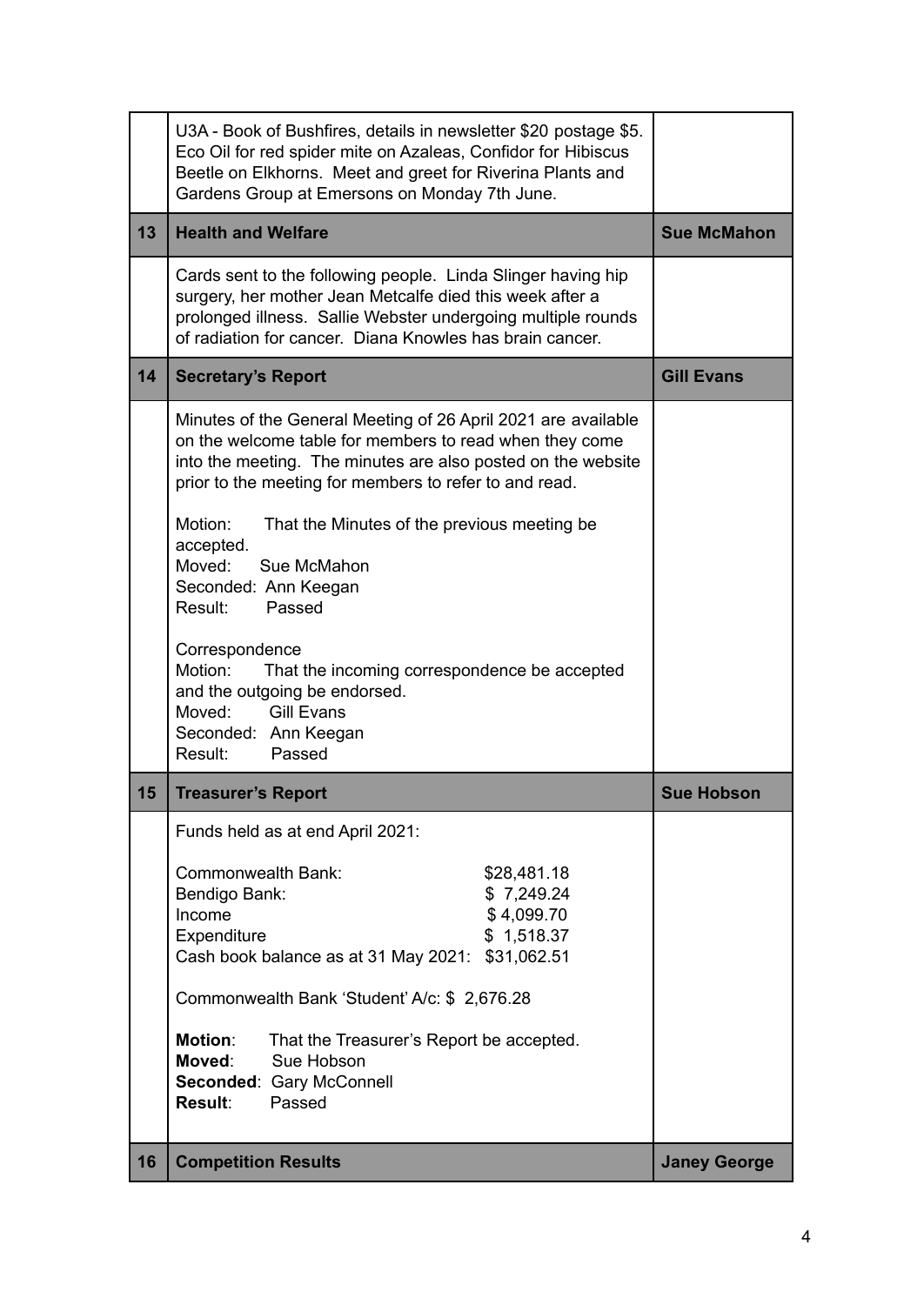| | | |
|---|---|---|
| | U3A - Book of Bushfires, details in newsletter $20 postage $5. Eco Oil for red spider mite on Azaleas, Confidor for Hibiscus Beetle on Elkhorns. Meet and greet for Riverina Plants and Gardens Group at Emersons on Monday 7th June. | |
| **13** | **Health and Welfare** | **Sue McMahon** |
| | Cards sent to the following people. Linda Slinger having hip surgery, her mother Jean Metcalfe died this week after a prolonged illness. Sallie Webster undergoing multiple rounds of radiation for cancer. Diana Knowles has brain cancer. | |
| **14** | **Secretary's Report** | **Gill Evans** |
| | Minutes of the General Meeting of 26 April 2021 are available on the welcome table for members to read when they come into the meeting. The minutes are also posted on the website prior to the meeting for members to refer to and read.<br><br>Motion: That the Minutes of the previous meeting be accepted.<br>Moved: Sue McMahon<br>Seconded: Ann Keegan<br>Result: Passed<br><br>Correspondence<br>Motion: That the incoming correspondence be accepted and the outgoing be endorsed.<br>Moved: Gill Evans<br>Seconded: Ann Keegan<br>Result: Passed | |
| **15** | **Treasurer's Report** | **Sue Hobson** |
| | Funds held as at end April 2021:<br><br>Commonwealth Bank: $28,481.18<br>Bendigo Bank: $ 7,249.24<br>Income $ 4,099.70<br>Expenditure $ 1,518.37<br>Cash book balance as at 31 May 2021: $31,062.51<br><br>Commonwealth Bank 'Student' A/c: $ 2,676.28<br><br>**Motion**: That the Treasurer's Report be accepted.<br>**Moved**: Sue Hobson<br>**Seconded**: Gary McConnell<br>**Result**: Passed | |
| **16** | **Competition Results** | **Janey George** |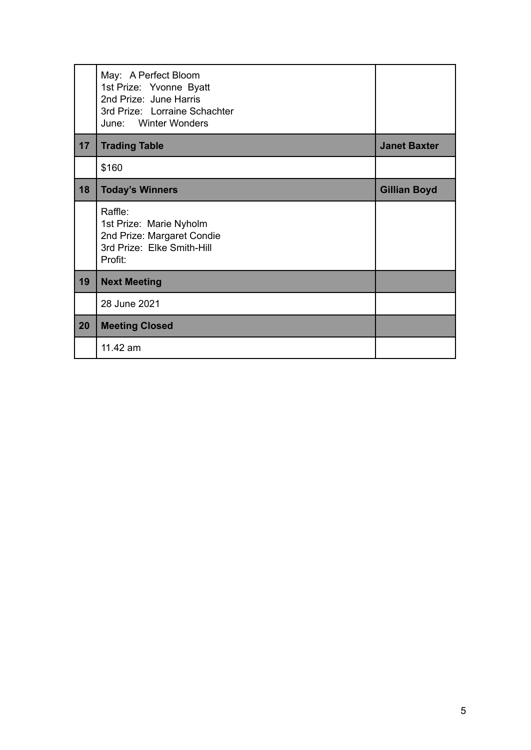| | | |
|---|---|---|
| | May: A Perfect Bloom<br>1st Prize: Yvonne Byatt<br>2nd Prize: June Harris<br>3rd Prize: Lorraine Schachter<br>June: Winter Wonders | |
| **17** | **Trading Table** | **Janet Baxter** |
| | $160 | |
| **18** | **Today's Winners** | **Gillian Boyd** |
| | Raffle:<br>1st Prize: Marie Nyholm<br>2nd Prize: Margaret Condie<br>3rd Prize: Elke Smith-Hill<br>Profit: | |
| **19** | **Next Meeting** | |
| | 28 June 2021 | |
| **20** | **Meeting Closed** | |
| | 11.42 am | |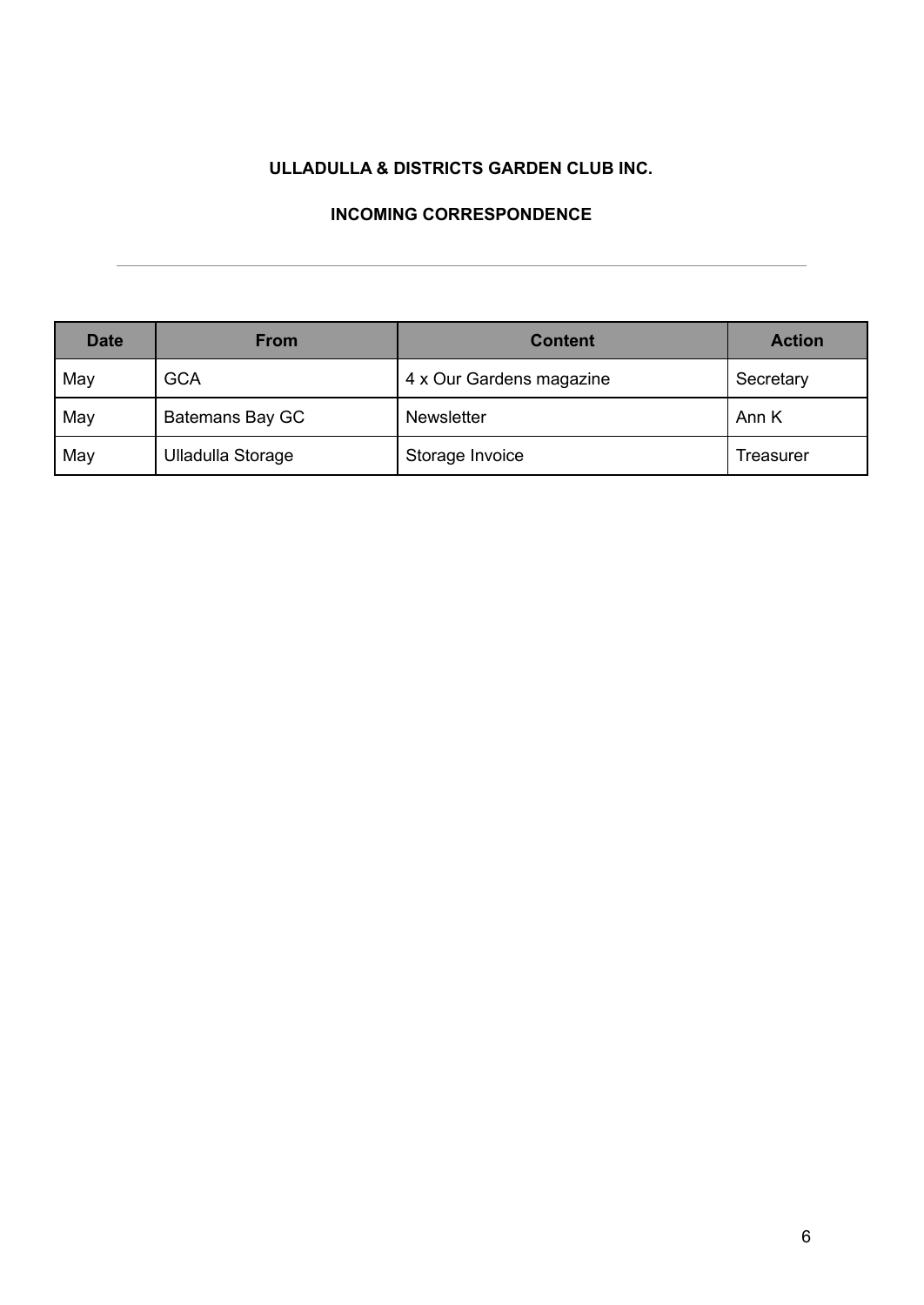**ULLADULLA & DISTRICTS GARDEN CLUB INC.**

**INCOMING CORRESPONDENCE**

---

| Date | From | Content | Action |
|---|---|---|---|
| May | GCA | 4 x Our Gardens magazine | Secretary |
| May | Batemans Bay GC | Newsletter | Ann K |
| May | Ulladulla Storage | Storage Invoice | Treasurer |